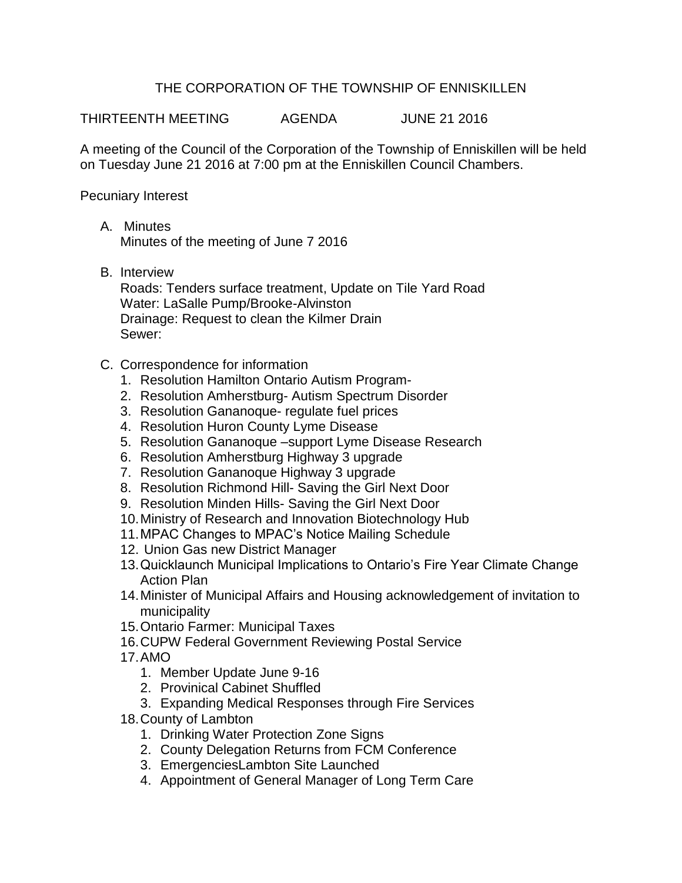# THE CORPORATION OF THE TOWNSHIP OF ENNISKILLEN

THIRTEENTH MEETING AGENDA JUNE 21 2016

A meeting of the Council of the Corporation of the Township of Enniskillen will be held on Tuesday June 21 2016 at 7:00 pm at the Enniskillen Council Chambers.

Pecuniary Interest

A. Minutes
   Minutes of the meeting of June 7 2016

B. Interview
   Roads: Tenders surface treatment, Update on Tile Yard Road
   Water: LaSalle Pump/Brooke-Alvinston
   Drainage: Request to clean the Kilmer Drain
   Sewer:

C. Correspondence for information
   1. Resolution Hamilton Ontario Autism Program-
   2. Resolution Amherstburg- Autism Spectrum Disorder
   3. Resolution Gananoque- regulate fuel prices
   4. Resolution Huron County Lyme Disease
   5. Resolution Gananoque –support Lyme Disease Research
   6. Resolution Amherstburg Highway 3 upgrade
   7. Resolution Gananoque Highway 3 upgrade
   8. Resolution Richmond Hill- Saving the Girl Next Door
   9. Resolution Minden Hills- Saving the Girl Next Door
   10. Ministry of Research and Innovation Biotechnology Hub
   11. MPAC Changes to MPAC's Notice Mailing Schedule
   12. Union Gas new District Manager
   13. Quicklaunch Municipal Implications to Ontario's Fire Year Climate Change Action Plan
   14. Minister of Municipal Affairs and Housing acknowledgement of invitation to municipality
   15. Ontario Farmer: Municipal Taxes
   16. CUPW Federal Government Reviewing Postal Service
   17. AMO
       1. Member Update June 9-16
       2. Provinical Cabinet Shuffled
       3. Expanding Medical Responses through Fire Services
   18. County of Lambton
       1. Drinking Water Protection Zone Signs
       2. County Delegation Returns from FCM Conference
       3. EmergenciesLambton Site Launched
       4. Appointment of General Manager of Long Term Care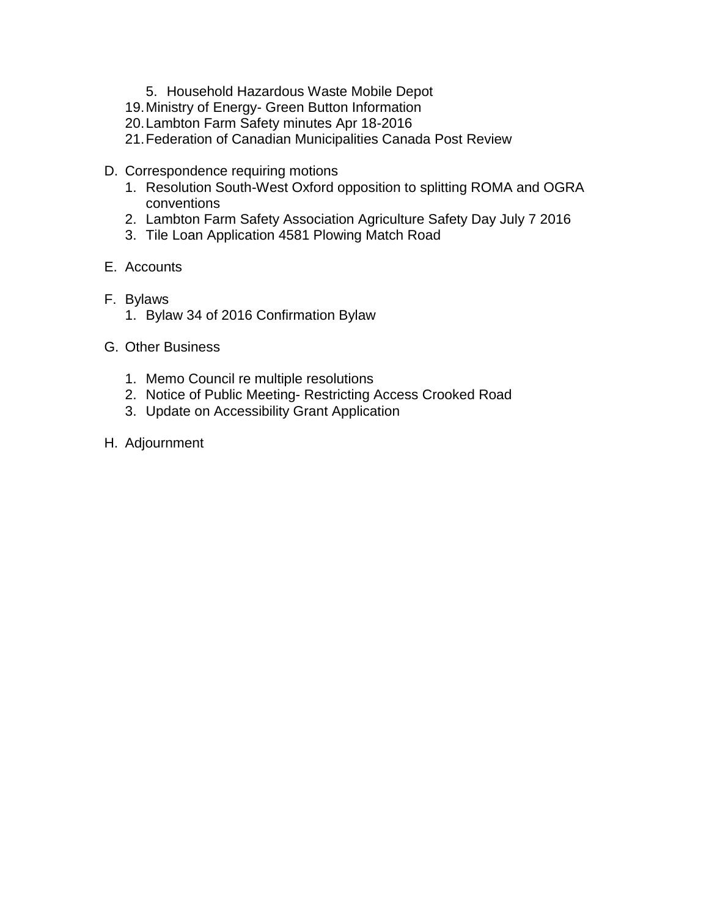5. Household Hazardous Waste Mobile Depot

19. Ministry of Energy- Green Button Information
20. Lambton Farm Safety minutes Apr 18-2016
21. Federation of Canadian Municipalities Canada Post Review

D. Correspondence requiring motions
   1. Resolution South-West Oxford opposition to splitting ROMA and OGRA conventions
   2. Lambton Farm Safety Association Agriculture Safety Day July 7 2016
   3. Tile Loan Application 4581 Plowing Match Road

E. Accounts

F. Bylaws
   1. Bylaw 34 of 2016 Confirmation Bylaw

G. Other Business
   1. Memo Council re multiple resolutions
   2. Notice of Public Meeting- Restricting Access Crooked Road
   3. Update on Accessibility Grant Application

H. Adjournment